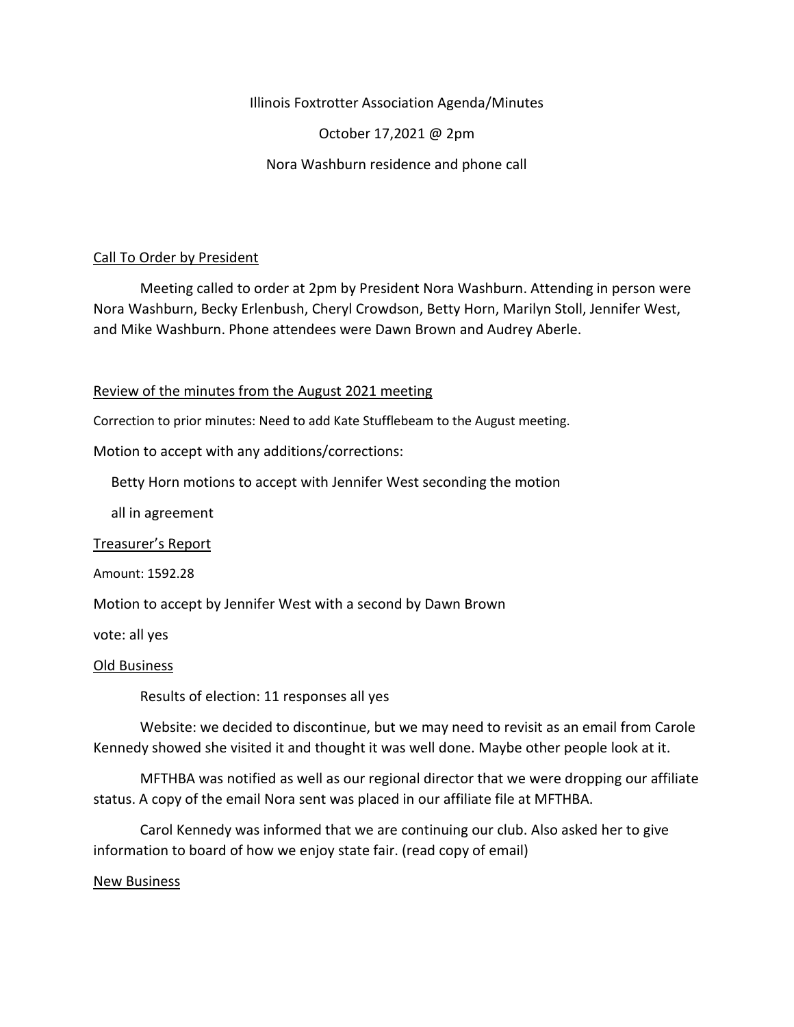Illinois Foxtrotter Association Agenda/Minutes

October 17,2021 @ 2pm

Nora Washburn residence and phone call

<u>Call To Order by President</u>

Meeting called to order at 2pm by President Nora Washburn. Attending in person were Nora Washburn, Becky Erlenbush, Cheryl Crowdson, Betty Horn, Marilyn Stoll, Jennifer West, and Mike Washburn. Phone attendees were Dawn Brown and Audrey Aberle.

<u>Review of the minutes from the August 2021 meeting</u>

Correction to prior minutes: Need to add Kate Stufflebeam to the August meeting.

Motion to accept with any additions/corrections:

Betty Horn motions to accept with Jennifer West seconding the motion

all in agreement

<u>Treasurer's Report</u>

Amount: 1592.28

Motion to accept by Jennifer West with a second by Dawn Brown

vote: all yes

<u>Old Business</u>

Results of election: 11 responses all yes

Website: we decided to discontinue, but we may need to revisit as an email from Carole Kennedy showed she visited it and thought it was well done. Maybe other people look at it.

MFTHBA was notified as well as our regional director that we were dropping our affiliate status. A copy of the email Nora sent was placed in our affiliate file at MFTHBA.

Carol Kennedy was informed that we are continuing our club. Also asked her to give information to board of how we enjoy state fair. (read copy of email)

<u>New Business</u>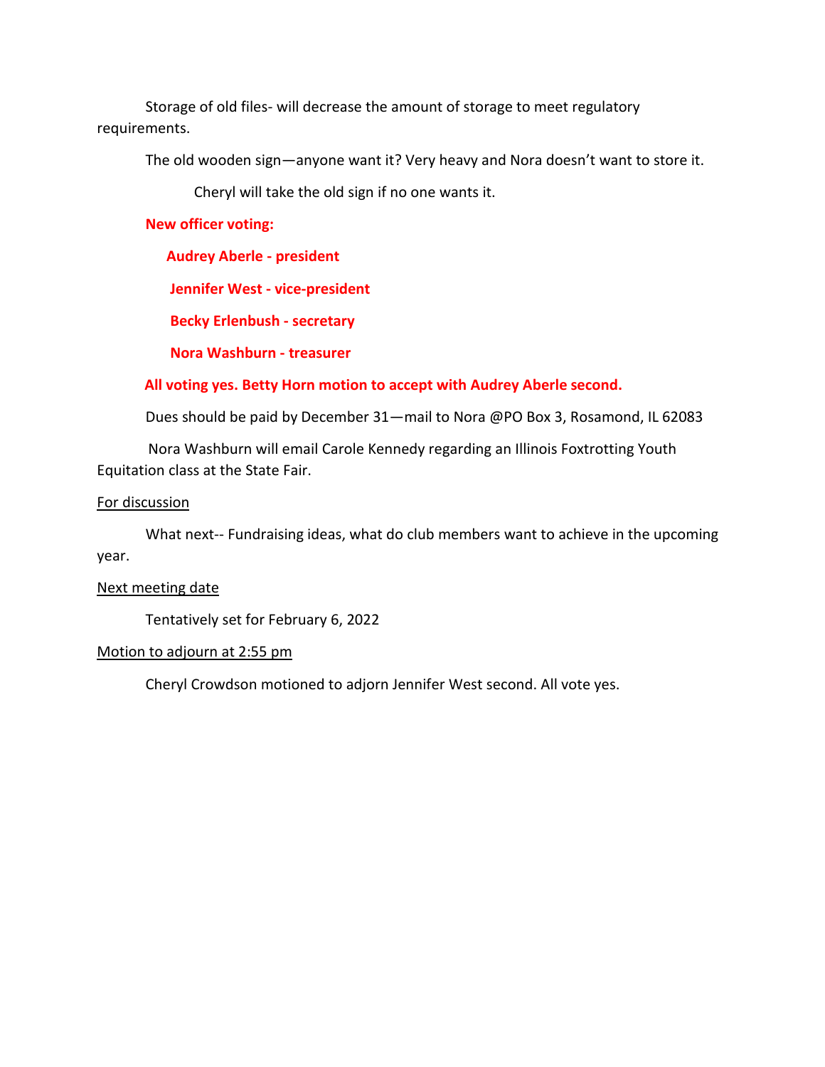Storage of old files- will decrease the amount of storage to meet regulatory requirements.

The old wooden sign—anyone want it? Very heavy and Nora doesn't want to store it.

Cheryl will take the old sign if no one wants it.

**New officer voting:**

**Audrey Aberle - president**

**Jennifer West - vice-president**

**Becky Erlenbush - secretary**

**Nora Washburn - treasurer**

**All voting yes. Betty Horn motion to accept with Audrey Aberle second.**

Dues should be paid by December 31—mail to Nora @PO Box 3, Rosamond, IL 62083

Nora Washburn will email Carole Kennedy regarding an Illinois Foxtrotting Youth Equitation class at the State Fair.

<u>For discussion</u>

What next-- Fundraising ideas, what do club members want to achieve in the upcoming year.

<u>Next meeting date</u>

Tentatively set for February 6, 2022

<u>Motion to adjourn at 2:55 pm</u>

Cheryl Crowdson motioned to adjorn Jennifer West second. All vote yes.